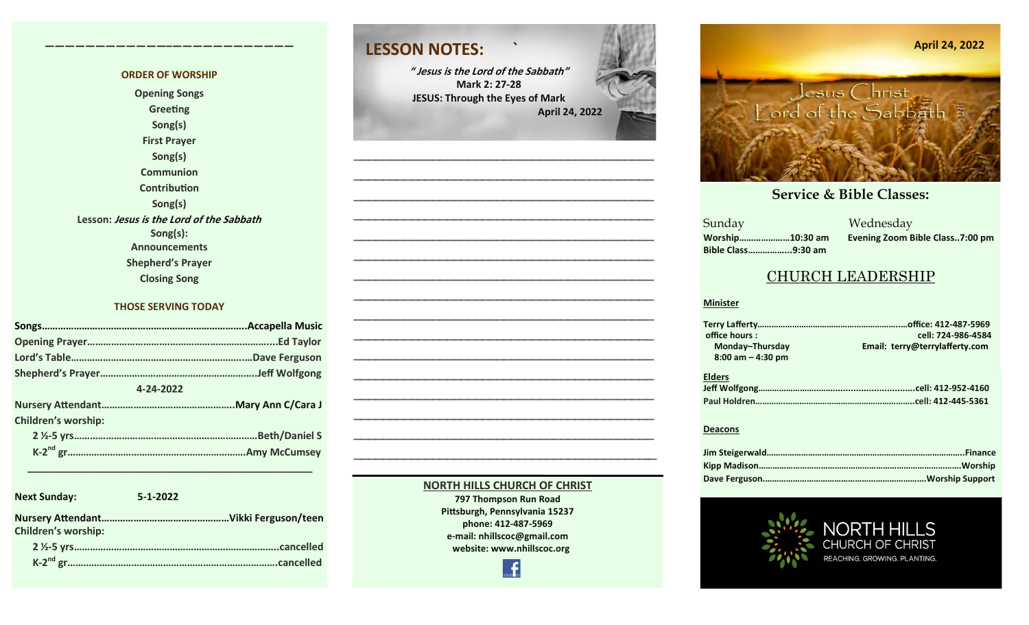## ORDER OF WORSHIP

Opening Songs
Greeting
Song(s)
First Prayer
Song(s)
Communion
Contribution
Song(s)
Lesson: *Jesus is the Lord of the Sabbath*
Song(s):
Announcements
Shepherd's Prayer
Closing Song

## THOSE SERVING TODAY

**Songs**…………………………………………………………………Accapella Music
**Opening Prayer**…………………………………………………………Ed Taylor
**Lord's Table**……………………………………………………………Dave Ferguson
**Shepherd's Prayer**…………………………………………………Jeff Wolfgong

**4-24-2022**

**Nursery Attendant**……………………………………………Mary Ann C/Cara J
**Children's worship:**
2 ½-5 yrs…………………………………………………………Beth/Daniel S
K-2nd gr……………………………………………………………Amy McCumsey

---

**Next Sunday:** 5-1-2022

**Nursery Attendant**…………………………………………Vikki Ferguson/teen
**Children's worship:**
2 ½-5 yrs……………………………………………………………………cancelled
K-2nd gr………………………………………………………………………cancelled

## LESSON NOTES:

*"Jesus is the Lord of the Sabbath"*
**Mark 2: 27-28**
**JESUS: Through the Eyes of Mark**
**April 24, 2022**

---

**NORTH HILLS CHURCH OF CHRIST**
797 Thompson Run Road
Pittsburgh, Pennsylvania 15237
phone: 412-487-5969
e-mail: nhillscoc@gmail.com
website: www.nhillscoc.org

**April 24, 2022**

# Jesus Christ Lord of the Sabbath

## Service & Bible Classes:

**Sunday**
Worship………………10:30 am
Bible Class……………9:30 am

**Wednesday**
Evening Zoom Bible Class..7:00 pm

## CHURCH LEADERSHIP

**Minister**

Terry Lafferty……………………………………………office: 412-487-5969
office hours : cell: 724-986-4584
Monday–Thursday
8:00 am – 4:30 pm
Email: terry@terrylafferty.com

**Elders**

Jeff Wolfgong………………………………………………cell: 412-952-4160
Paul Holdren………………………………………………cell: 412-445-5361

**Deacons**

Jim Steigerwald……………………………………………………………Finance
Kipp Madison………………………………………………………………Worship
Dave Ferguson…………………………………………………Worship Support

NORTH HILLS CHURCH OF CHRIST
REACHING. GROWING. PLANTING.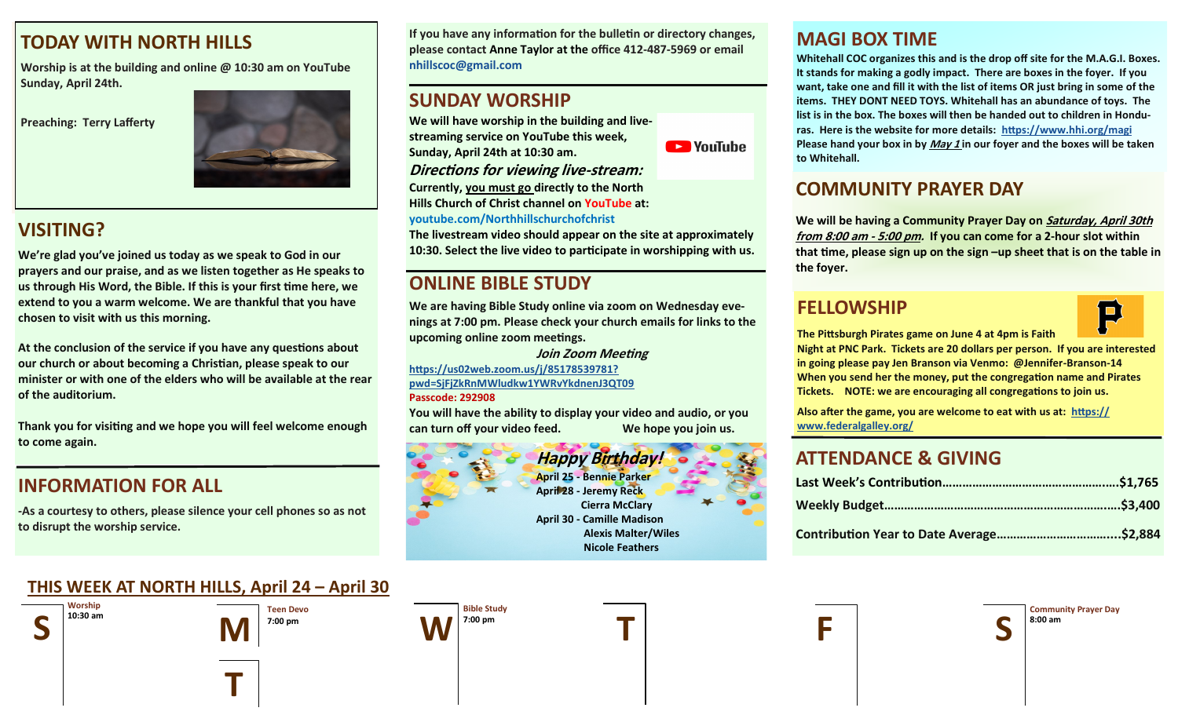## TODAY WITH NORTH HILLS

**Worship is at the building and online @ 10:30 am on YouTube Sunday, April 24th.**

**Preaching: Terry Lafferty**

## VISITING?

**We're glad you've joined us today as we speak to God in our prayers and our praise, and as we listen together as He speaks to us through His Word, the Bible. If this is your first time here, we extend to you a warm welcome. We are thankful that you have chosen to visit with us this morning.**

**At the conclusion of the service if you have any questions about our church or about becoming a Christian, please speak to our minister or with one of the elders who will be available at the rear of the auditorium.**

**Thank you for visiting and we hope you will feel welcome enough to come again.**

## INFORMATION FOR ALL

**-As a courtesy to others, please silence your cell phones so as not to disrupt the worship service.**

**If you have any information for the bulletin or directory changes, please contact Anne Taylor at the office 412-487-5969 or email nhillscoc@gmail.com**

## SUNDAY WORSHIP

**We will have worship in the building and live-streaming service on YouTube this week, Sunday, April 24th at 10:30 am.**

***Directions for viewing live-stream:***

**Currently, you must go directly to the North Hills Church of Christ channel on YouTube at: youtube.com/Northhillschurchofchrist**

**The livestream video should appear on the site at approximately 10:30. Select the live video to participate in worshipping with us.**

## ONLINE BIBLE STUDY

**We are having Bible Study online via zoom on Wednesday evenings at 7:00 pm. Please check your church emails for links to the upcoming online zoom meetings.**

***Join Zoom Meeting***

**https://us02web.zoom.us/j/85178539781?pwd=SjFjZkRnMWludkw1YWRvYkdnenJ3QT09**

**Passcode: 292908**

**You will have the ability to display your video and audio, or you can turn off your video feed. We hope you join us.**

***Happy Birthday!***

**April 25 - Bennie Parker**
**April 28 - Jeremy Reck**
**Cierra McClary**
**April 30 - Camille Madison**
**Alexis Malter/Wiles**
**Nicole Feathers**

## MAGI BOX TIME

**Whitehall COC organizes this and is the drop off site for the M.A.G.I. Boxes. It stands for making a godly impact. There are boxes in the foyer. If you want, take one and fill it with the list of items OR just bring in some of the items. THEY DONT NEED TOYS. Whitehall has an abundance of toys. The list is in the box. The boxes will then be handed out to children in Honduras. Here is the website for more details: https://www.hhi.org/magi Please hand your box in by *May 1* in our foyer and the boxes will be taken to Whitehall.**

## COMMUNITY PRAYER DAY

**We will be having a Community Prayer Day on *Saturday, April 30th from 8:00 am - 5:00 pm*. If you can come for a 2-hour slot within that time, please sign up on the sign –up sheet that is on the table in the foyer.**

## FELLOWSHIP

**The Pittsburgh Pirates game on June 4 at 4pm is Faith Night at PNC Park. Tickets are 20 dollars per person. If you are interested in going please pay Jen Branson via Venmo: @Jennifer-Branson-14 When you send her the money, put the congregation name and Pirates Tickets. NOTE: we are encouraging all congregations to join us.**

**Also after the game, you are welcome to eat with us at: https://www.federalgalley.org/**

## ATTENDANCE & GIVING

**Last Week's Contribution……………………………………………$1,765**

**Weekly Budget……………………………………………………………$3,400**

**Contribution Year to Date Average……………………………..$2,884**

## THIS WEEK AT NORTH HILLS, April 24 – April 30

**S** — Worship 10:30 am

**M** — Teen Devo 7:00 pm

**T**

**W** — Bible Study 7:00 pm

**T**

**F**

**S** — Community Prayer Day 8:00 am